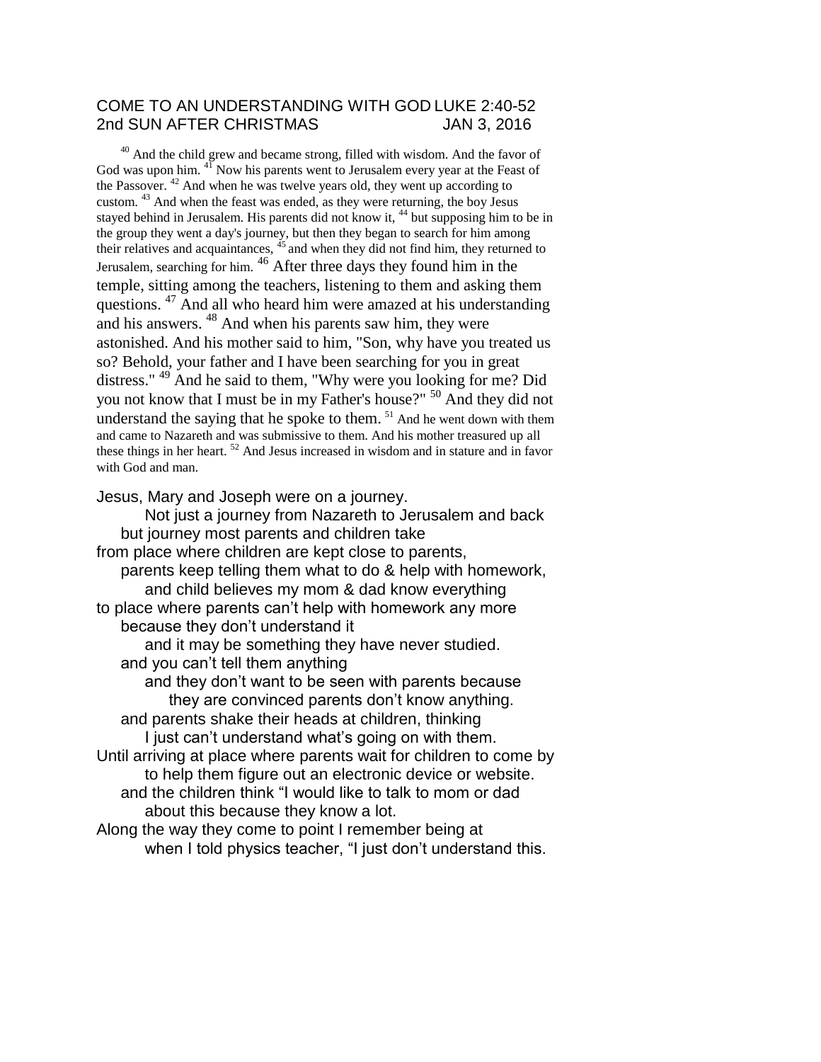COME TO AN UNDERSTANDING WITH GOD LUKE 2:40-52
2nd SUN AFTER CHRISTMAS JAN 3, 2016

[40] And the child grew and became strong, filled with wisdom. And the favor of God was upon him. [41] Now his parents went to Jerusalem every year at the Feast of the Passover. [42] And when he was twelve years old, they went up according to custom. [43] And when the feast was ended, as they were returning, the boy Jesus stayed behind in Jerusalem. His parents did not know it, [44] but supposing him to be in the group they went a day's journey, but then they began to search for him among their relatives and acquaintances, [45] and when they did not find him, they returned to Jerusalem, searching for him. [46] After three days they found him in the temple, sitting among the teachers, listening to them and asking them questions. [47] And all who heard him were amazed at his understanding and his answers. [48] And when his parents saw him, they were astonished. And his mother said to him, "Son, why have you treated us so? Behold, your father and I have been searching for you in great distress." [49] And he said to them, "Why were you looking for me? Did you not know that I must be in my Father's house?" [50] And they did not understand the saying that he spoke to them. [51] And he went down with them and came to Nazareth and was submissive to them. And his mother treasured up all these things in her heart. [52] And Jesus increased in wisdom and in stature and in favor with God and man.

Jesus, Mary and Joseph were on a journey.
Not just a journey from Nazareth to Jerusalem and back
but journey most parents and children take
from place where children are kept close to parents,
parents keep telling them what to do & help with homework,
and child believes my mom & dad know everything
to place where parents can't help with homework any more
because they don't understand it
and it may be something they have never studied.
and you can't tell them anything
and they don't want to be seen with parents because
they are convinced parents don't know anything.
and parents shake their heads at children, thinking
I just can't understand what's going on with them.
Until arriving at place where parents wait for children to come by
to help them figure out an electronic device or website.
and the children think "I would like to talk to mom or dad
about this because they know a lot.
Along the way they come to point I remember being at
when I told physics teacher, "I just don't understand this.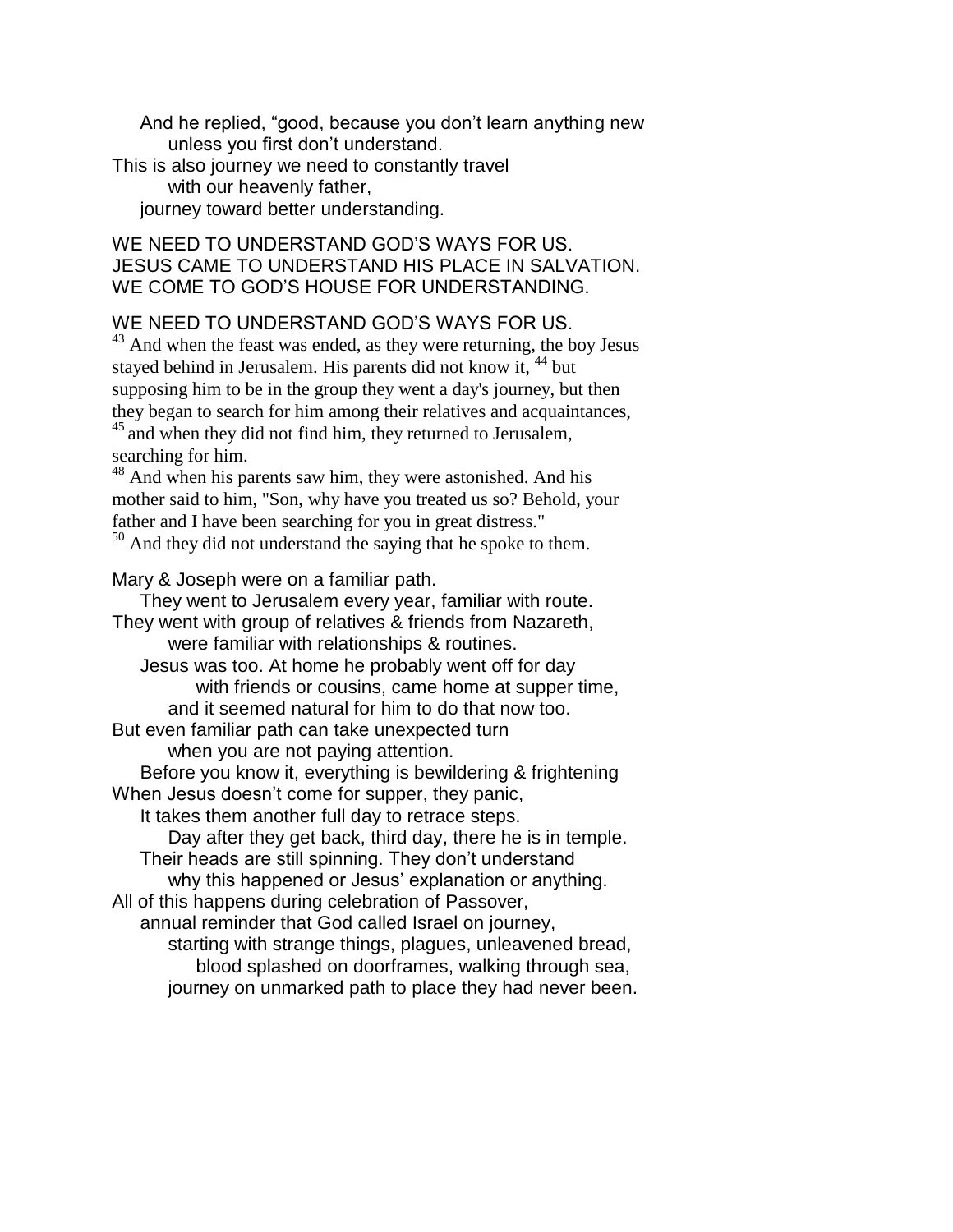And he replied, “good, because you don’t learn anything new
unless you first don’t understand.
This is also journey we need to constantly travel
with our heavenly father,
journey toward better understanding.

WE NEED TO UNDERSTAND GOD’S WAYS FOR US.
JESUS CAME TO UNDERSTAND HIS PLACE IN SALVATION.
WE COME TO GOD’S HOUSE FOR UNDERSTANDING.

WE NEED TO UNDERSTAND GOD’S WAYS FOR US.

[43] And when the feast was ended, as they were returning, the boy Jesus stayed behind in Jerusalem. His parents did not know it, [44] but supposing him to be in the group they went a day's journey, but then they began to search for him among their relatives and acquaintances, [45] and when they did not find him, they returned to Jerusalem, searching for him.

[48] And when his parents saw him, they were astonished. And his mother said to him, "Son, why have you treated us so? Behold, your father and I have been searching for you in great distress."

[50] And they did not understand the saying that he spoke to them.

Mary & Joseph were on a familiar path.
They went to Jerusalem every year, familiar with route.
They went with group of relatives & friends from Nazareth,
were familiar with relationships & routines.
Jesus was too. At home he probably went off for day
with friends or cousins, came home at supper time,
and it seemed natural for him to do that now too.
But even familiar path can take unexpected turn
when you are not paying attention.
Before you know it, everything is bewildering & frightening
When Jesus doesn’t come for supper, they panic,
It takes them another full day to retrace steps.
Day after they get back, third day, there he is in temple.
Their heads are still spinning. They don’t understand
why this happened or Jesus’ explanation or anything.
All of this happens during celebration of Passover,
annual reminder that God called Israel on journey,
starting with strange things, plagues, unleavened bread,
blood splashed on doorframes, walking through sea,
journey on unmarked path to place they had never been.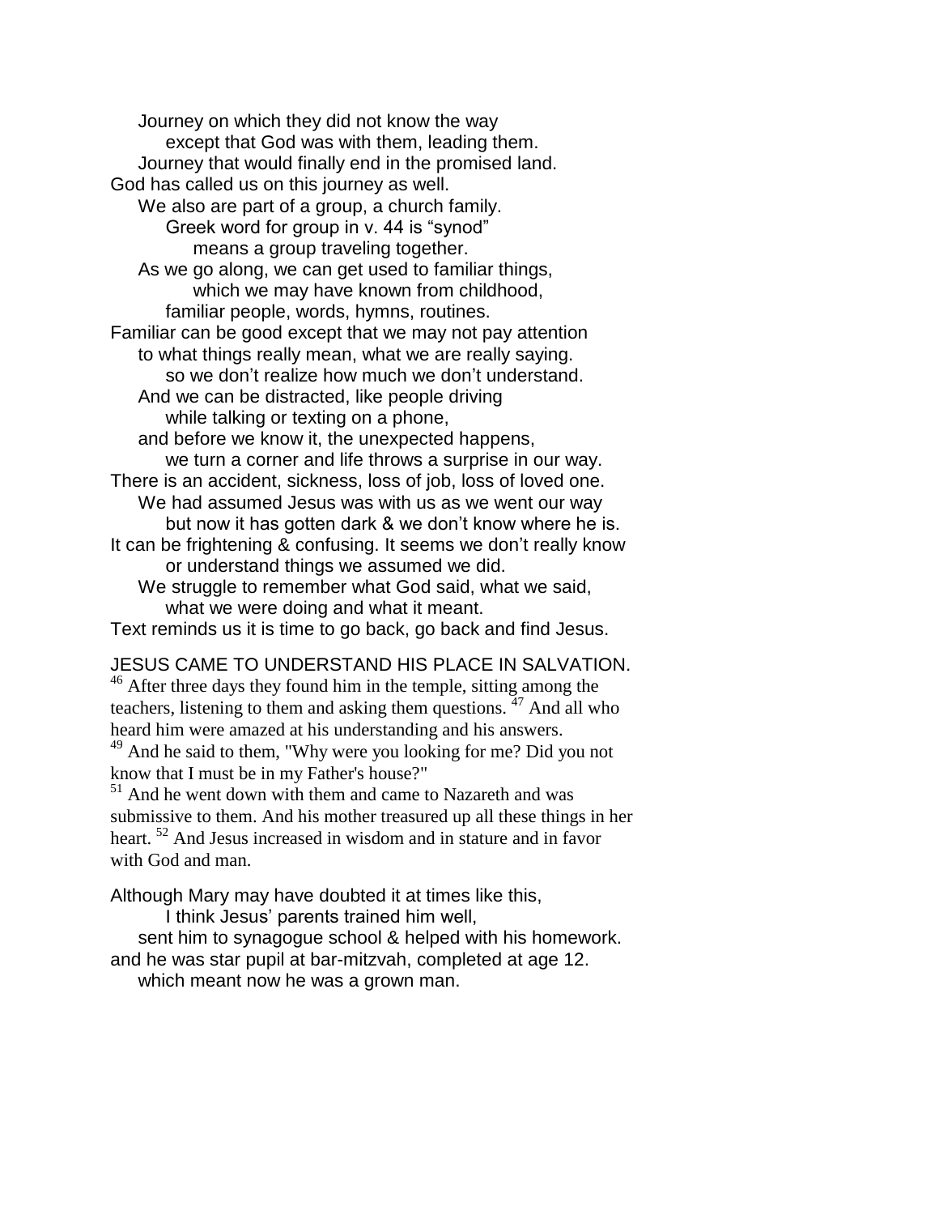Journey on which they did not know the way
except that God was with them, leading them.
Journey that would finally end in the promised land.
God has called us on this journey as well.
We also are part of a group, a church family.
Greek word for group in v. 44 is “synod”
means a group traveling together.
As we go along, we can get used to familiar things,
which we may have known from childhood,
familiar people, words, hymns, routines.
Familiar can be good except that we may not pay attention
to what things really mean, what we are really saying.
so we don’t realize how much we don’t understand.
And we can be distracted, like people driving
while talking or texting on a phone,
and before we know it, the unexpected happens,
we turn a corner and life throws a surprise in our way.
There is an accident, sickness, loss of job, loss of loved one.
We had assumed Jesus was with us as we went our way
but now it has gotten dark & we don’t know where he is.
It can be frightening & confusing. It seems we don’t really know
or understand things we assumed we did.
We struggle to remember what God said, what we said,
what we were doing and what it meant.
Text reminds us it is time to go back, go back and find Jesus.

JESUS CAME TO UNDERSTAND HIS PLACE IN SALVATION.

[46] After three days they found him in the temple, sitting among the teachers, listening to them and asking them questions. [47] And all who heard him were amazed at his understanding and his answers.
[49] And he said to them, "Why were you looking for me? Did you not know that I must be in my Father's house?"
[51] And he went down with them and came to Nazareth and was submissive to them. And his mother treasured up all these things in her heart. [52] And Jesus increased in wisdom and in stature and in favor with God and man.

Although Mary may have doubted it at times like this,
I think Jesus’ parents trained him well,
sent him to synagogue school & helped with his homework.
and he was star pupil at bar-mitzvah, completed at age 12.
which meant now he was a grown man.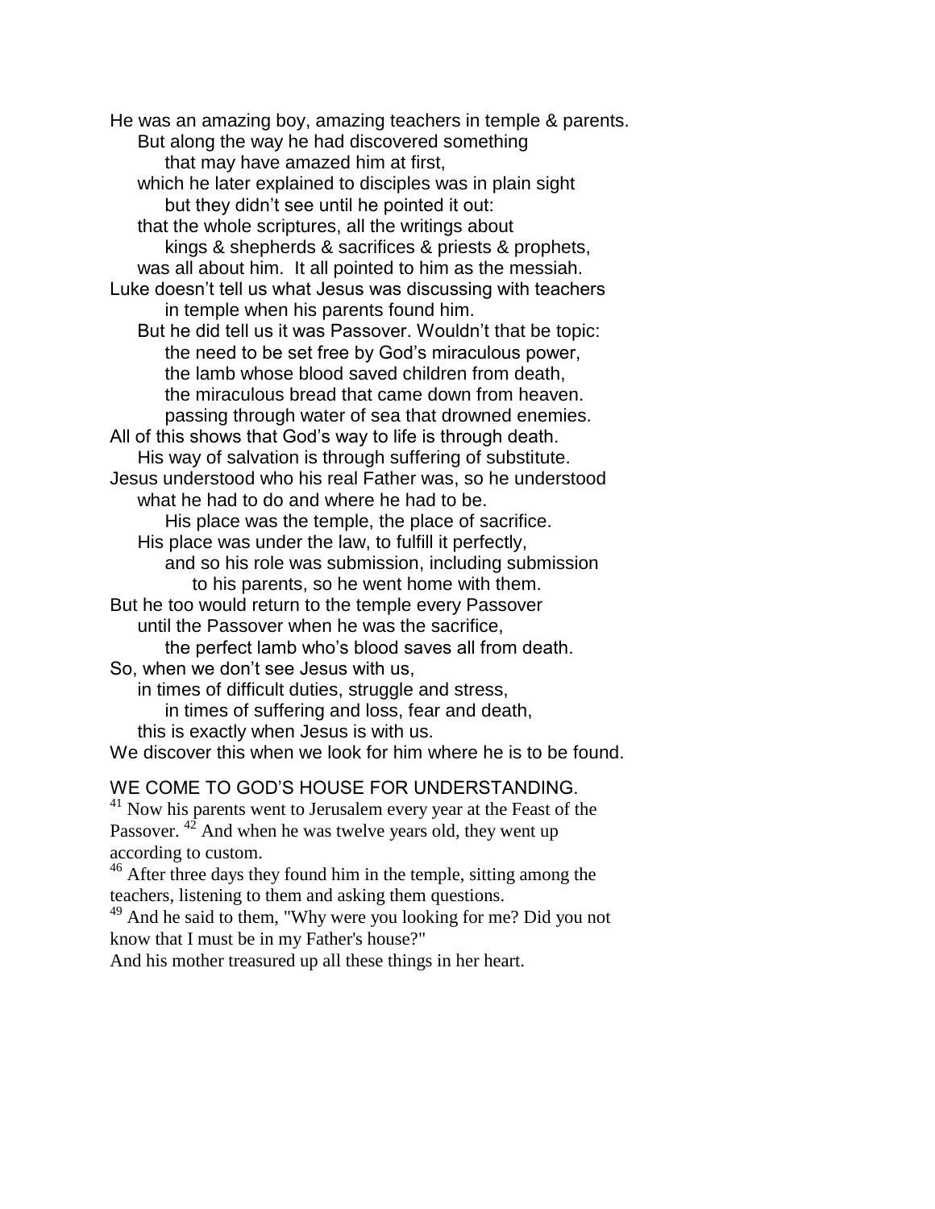He was an amazing boy, amazing teachers in temple & parents.
But along the way he had discovered something
that may have amazed him at first,
which he later explained to disciples was in plain sight
but they didn't see until he pointed it out:
that the whole scriptures, all the writings about
kings & shepherds & sacrifices & priests & prophets,
was all about him. It all pointed to him as the messiah.
Luke doesn't tell us what Jesus was discussing with teachers
in temple when his parents found him.
But he did tell us it was Passover. Wouldn't that be topic:
the need to be set free by God's miraculous power,
the lamb whose blood saved children from death,
the miraculous bread that came down from heaven.
passing through water of sea that drowned enemies.
All of this shows that God's way to life is through death.
His way of salvation is through suffering of substitute.
Jesus understood who his real Father was, so he understood
what he had to do and where he had to be.
His place was the temple, the place of sacrifice.
His place was under the law, to fulfill it perfectly,
and so his role was submission, including submission
to his parents, so he went home with them.
But he too would return to the temple every Passover
until the Passover when he was the sacrifice,
the perfect lamb who's blood saves all from death.
So, when we don't see Jesus with us,
in times of difficult duties, struggle and stress,
in times of suffering and loss, fear and death,
this is exactly when Jesus is with us.
We discover this when we look for him where he is to be found.

WE COME TO GOD'S HOUSE FOR UNDERSTANDING.

[41] Now his parents went to Jerusalem every year at the Feast of the Passover. [42] And when he was twelve years old, they went up according to custom.

[46] After three days they found him in the temple, sitting among the teachers, listening to them and asking them questions.

[49] And he said to them, "Why were you looking for me? Did you not know that I must be in my Father's house?"

And his mother treasured up all these things in her heart.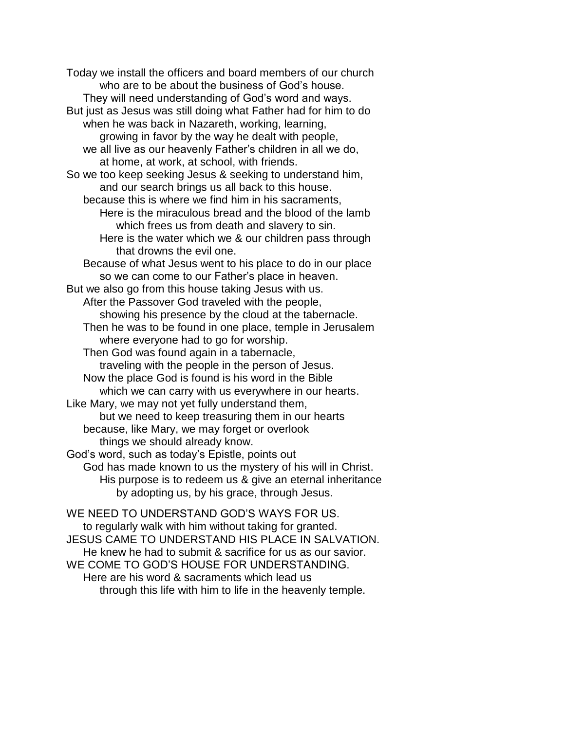Today we install the officers and board members of our church
who are to be about the business of God's house.
They will need understanding of God's word and ways.
But just as Jesus was still doing what Father had for him to do
when he was back in Nazareth, working, learning,
growing in favor by the way he dealt with people,
we all live as our heavenly Father's children in all we do,
at home, at work, at school, with friends.
So we too keep seeking Jesus & seeking to understand him,
and our search brings us all back to this house.
because this is where we find him in his sacraments,
Here is the miraculous bread and the blood of the lamb
which frees us from death and slavery to sin.
Here is the water which we & our children pass through
that drowns the evil one.
Because of what Jesus went to his place to do in our place
so we can come to our Father's place in heaven.
But we also go from this house taking Jesus with us.
After the Passover God traveled with the people,
showing his presence by the cloud at the tabernacle.
Then he was to be found in one place, temple in Jerusalem
where everyone had to go for worship.
Then God was found again in a tabernacle,
traveling with the people in the person of Jesus.
Now the place God is found is his word in the Bible
which we can carry with us everywhere in our hearts.
Like Mary, we may not yet fully understand them,
but we need to keep treasuring them in our hearts
because, like Mary, we may forget or overlook
things we should already know.
God's word, such as today's Epistle, points out
God has made known to us the mystery of his will in Christ.
His purpose is to redeem us & give an eternal inheritance
by adopting us, by his grace, through Jesus.

WE NEED TO UNDERSTAND GOD'S WAYS FOR US.
to regularly walk with him without taking for granted.
JESUS CAME TO UNDERSTAND HIS PLACE IN SALVATION.
He knew he had to submit & sacrifice for us as our savior.
WE COME TO GOD'S HOUSE FOR UNDERSTANDING.
Here are his word & sacraments which lead us
through this life with him to life in the heavenly temple.